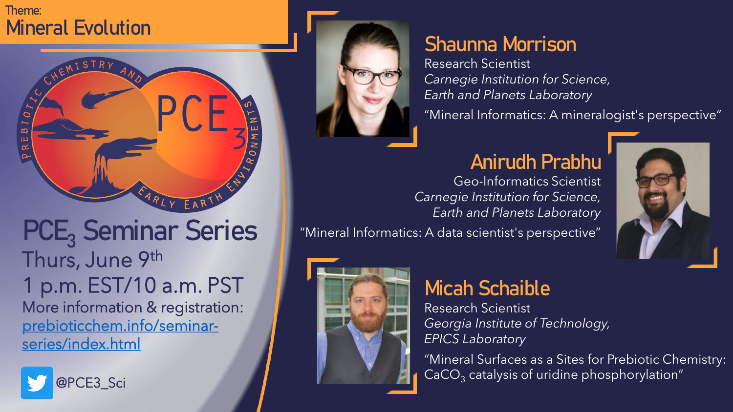Theme:
# Mineral Evolution

# PCE$_3$ Seminar Series

Thurs, June 9$^{th}$

1 p.m. EST/10 a.m. PST

More information & registration: prebioticchem.info/seminar-series/index.html

@PCE3_Sci

## Shaunna Morrison

Research Scientist

*Carnegie Institution for Science, Earth and Planets Laboratory*

"Mineral Informatics: A mineralogist's perspective"

## Anirudh Prabhu

Geo-Informatics Scientist

*Carnegie Institution for Science, Earth and Planets Laboratory*

"Mineral Informatics: A data scientist's perspective"

## Micah Schaible

Research Scientist

*Georgia Institute of Technology, EPICS Laboratory*

"Mineral Surfaces as a Sites for Prebiotic Chemistry: $CaCO_3$ catalysis of uridine phosphorylation"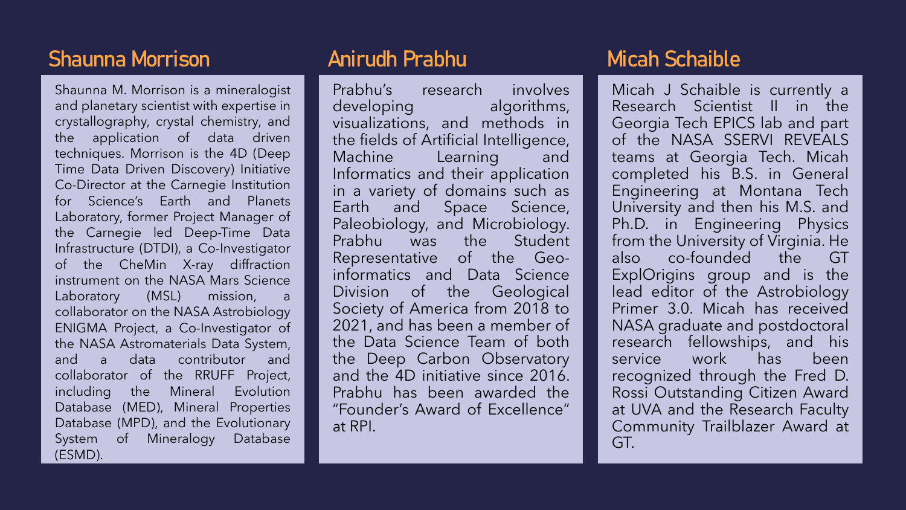## Shaunna Morrison

Shaunna M. Morrison is a mineralogist and planetary scientist with expertise in crystallography, crystal chemistry, and the application of data driven techniques. Morrison is the 4D (Deep Time Data Driven Discovery) Initiative Co-Director at the Carnegie Institution for Science's Earth and Planets Laboratory, former Project Manager of the Carnegie led Deep-Time Data Infrastructure (DTDI), a Co-Investigator of the CheMin X-ray diffraction instrument on the NASA Mars Science Laboratory (MSL) mission, a collaborator on the NASA Astrobiology ENIGMA Project, a Co-Investigator of the NASA Astromaterials Data System, and a data contributor and collaborator of the RRUFF Project, including the Mineral Evolution Database (MED), Mineral Properties Database (MPD), and the Evolutionary System of Mineralogy Database (ESMD).

## Anirudh Prabhu

Prabhu's research involves developing algorithms, visualizations, and methods in the fields of Artificial Intelligence, Machine Learning and Informatics and their application in a variety of domains such as Earth and Space Science, Paleobiology, and Microbiology. Prabhu was the Student Representative of the Geo-informatics and Data Science Division of the Geological Society of America from 2018 to 2021, and has been a member of the Data Science Team of both the Deep Carbon Observatory and the 4D initiative since 2016. Prabhu has been awarded the "Founder's Award of Excellence" at RPI.

## Micah Schaible

Micah J Schaible is currently a Research Scientist II in the Georgia Tech EPICS lab and part of the NASA SSERVI REVEALS teams at Georgia Tech. Micah completed his B.S. in General Engineering at Montana Tech University and then his M.S. and Ph.D. in Engineering Physics from the University of Virginia. He also co-founded the GT ExplOrigins group and is the lead editor of the Astrobiology Primer 3.0. Micah has received NASA graduate and postdoctoral research fellowships, and his service work has been recognized through the Fred D. Rossi Outstanding Citizen Award at UVA and the Research Faculty Community Trailblazer Award at GT.